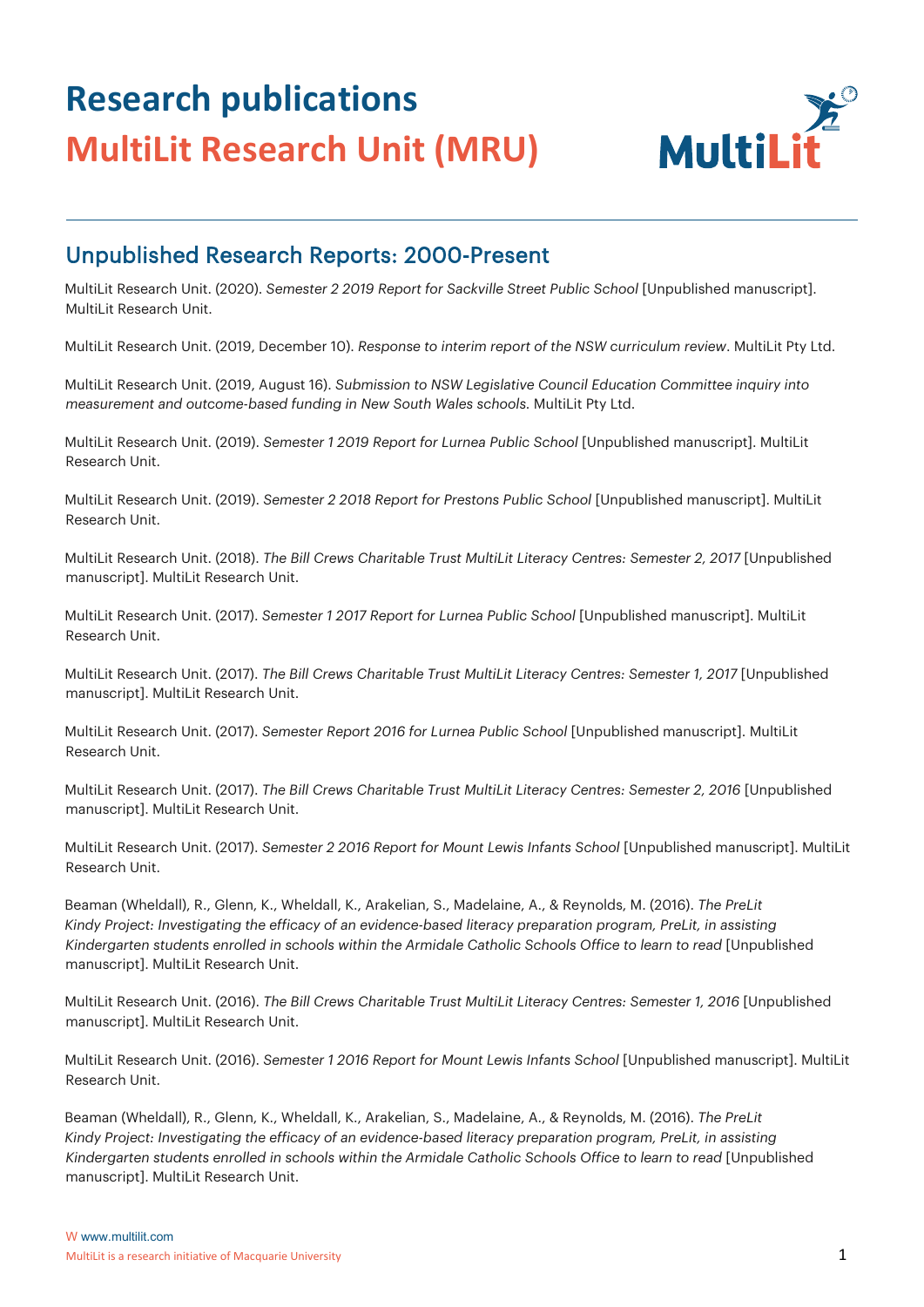# Research publications

# MultiLit Research Unit (MRU)

## Unpublished Research Reports: 2000-Present

MultiLit Research Unit. (2020). *Semester 2 2019 Report for Sackville Street Public School* [Unpublished manuscript]. MultiLit Research Unit.

MultiLit Research Unit. (2019, December 10). *Response to interim report of the NSW curriculum review*. MultiLit Pty Ltd.

MultiLit Research Unit. (2019, August 16). *Submission to NSW Legislative Council Education Committee inquiry into measurement and outcome-based funding in New South Wales schools*. MultiLit Pty Ltd.

MultiLit Research Unit. (2019). *Semester 1 2019 Report for Lurnea Public School* [Unpublished manuscript]. MultiLit Research Unit.

MultiLit Research Unit. (2019). *Semester 2 2018 Report for Prestons Public School* [Unpublished manuscript]. MultiLit Research Unit.

MultiLit Research Unit. (2018). *The Bill Crews Charitable Trust MultiLit Literacy Centres: Semester 2, 2017* [Unpublished manuscript]. MultiLit Research Unit.

MultiLit Research Unit. (2017). *Semester 1 2017 Report for Lurnea Public School* [Unpublished manuscript]. MultiLit Research Unit.

MultiLit Research Unit. (2017). *The Bill Crews Charitable Trust MultiLit Literacy Centres: Semester 1, 2017* [Unpublished manuscript]. MultiLit Research Unit.

MultiLit Research Unit. (2017). *Semester Report 2016 for Lurnea Public School* [Unpublished manuscript]. MultiLit Research Unit.

MultiLit Research Unit. (2017). *The Bill Crews Charitable Trust MultiLit Literacy Centres: Semester 2, 2016* [Unpublished manuscript]. MultiLit Research Unit.

MultiLit Research Unit. (2017). *Semester 2 2016 Report for Mount Lewis Infants School* [Unpublished manuscript]. MultiLit Research Unit.

Beaman (Wheldall), R., Glenn, K., Wheldall, K., Arakelian, S., Madelaine, A., & Reynolds, M. (2016). *The PreLit Kindy Project: Investigating the efficacy of an evidence-based literacy preparation program, PreLit, in assisting Kindergarten students enrolled in schools within the Armidale Catholic Schools Office to learn to read* [Unpublished manuscript]. MultiLit Research Unit.

MultiLit Research Unit. (2016). *The Bill Crews Charitable Trust MultiLit Literacy Centres: Semester 1, 2016* [Unpublished manuscript]. MultiLit Research Unit.

MultiLit Research Unit. (2016). *Semester 1 2016 Report for Mount Lewis Infants School* [Unpublished manuscript]. MultiLit Research Unit.

Beaman (Wheldall), R., Glenn, K., Wheldall, K., Arakelian, S., Madelaine, A., & Reynolds, M. (2016). *The PreLit Kindy Project: Investigating the efficacy of an evidence-based literacy preparation program, PreLit, in assisting Kindergarten students enrolled in schools within the Armidale Catholic Schools Office to learn to read* [Unpublished manuscript]. MultiLit Research Unit.

W www.multilit.com
MultiLit is a research initiative of Macquarie University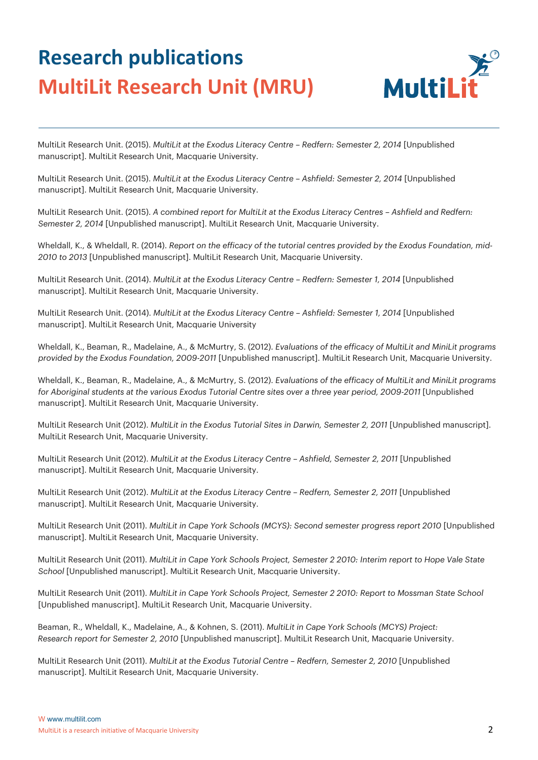# Research publications

## MultiLit Research Unit (MRU)

MultiLit Research Unit. (2015). *MultiLit at the Exodus Literacy Centre – Redfern: Semester 2, 2014* [Unpublished manuscript]. MultiLit Research Unit, Macquarie University.

MultiLit Research Unit. (2015). *MultiLit at the Exodus Literacy Centre – Ashfield: Semester 2, 2014* [Unpublished manuscript]. MultiLit Research Unit, Macquarie University.

MultiLit Research Unit. (2015). *A combined report for MultiLit at the Exodus Literacy Centres – Ashfield and Redfern: Semester 2, 2014* [Unpublished manuscript]. MultiLit Research Unit, Macquarie University.

Wheldall, K., & Wheldall, R. (2014). *Report on the efficacy of the tutorial centres provided by the Exodus Foundation, mid-2010 to 2013* [Unpublished manuscript]. MultiLit Research Unit, Macquarie University.

MultiLit Research Unit. (2014). *MultiLit at the Exodus Literacy Centre – Redfern: Semester 1, 2014* [Unpublished manuscript]. MultiLit Research Unit, Macquarie University.

MultiLit Research Unit. (2014). *MultiLit at the Exodus Literacy Centre – Ashfield: Semester 1, 2014* [Unpublished manuscript]. MultiLit Research Unit, Macquarie University

Wheldall, K., Beaman, R., Madelaine, A., & McMurtry, S. (2012). *Evaluations of the efficacy of MultiLit and MiniLit programs provided by the Exodus Foundation, 2009-2011* [Unpublished manuscript]. MultiLit Research Unit, Macquarie University.

Wheldall, K., Beaman, R., Madelaine, A., & McMurtry, S. (2012). *Evaluations of the efficacy of MultiLit and MiniLit programs for Aboriginal students at the various Exodus Tutorial Centre sites over a three year period, 2009-2011* [Unpublished manuscript]. MultiLit Research Unit, Macquarie University.

MultiLit Research Unit (2012). *MultiLit in the Exodus Tutorial Sites in Darwin, Semester 2, 2011* [Unpublished manuscript]. MultiLit Research Unit, Macquarie University.

MultiLit Research Unit (2012). *MultiLit at the Exodus Literacy Centre – Ashfield, Semester 2, 2011* [Unpublished manuscript]. MultiLit Research Unit, Macquarie University.

MultiLit Research Unit (2012). *MultiLit at the Exodus Literacy Centre – Redfern, Semester 2, 2011* [Unpublished manuscript]. MultiLit Research Unit, Macquarie University.

MultiLit Research Unit (2011). *MultiLit in Cape York Schools (MCYS): Second semester progress report 2010* [Unpublished manuscript]. MultiLit Research Unit, Macquarie University.

MultiLit Research Unit (2011). *MultiLit in Cape York Schools Project, Semester 2 2010: Interim report to Hope Vale State School* [Unpublished manuscript]. MultiLit Research Unit, Macquarie University.

MultiLit Research Unit (2011). *MultiLit in Cape York Schools Project, Semester 2 2010: Report to Mossman State School* [Unpublished manuscript]. MultiLit Research Unit, Macquarie University.

Beaman, R., Wheldall, K., Madelaine, A., & Kohnen, S. (2011). *MultiLit in Cape York Schools (MCYS) Project: Research report for Semester 2, 2010* [Unpublished manuscript]. MultiLit Research Unit, Macquarie University.

MultiLit Research Unit (2011). *MultiLit at the Exodus Tutorial Centre – Redfern, Semester 2, 2010* [Unpublished manuscript]. MultiLit Research Unit, Macquarie University.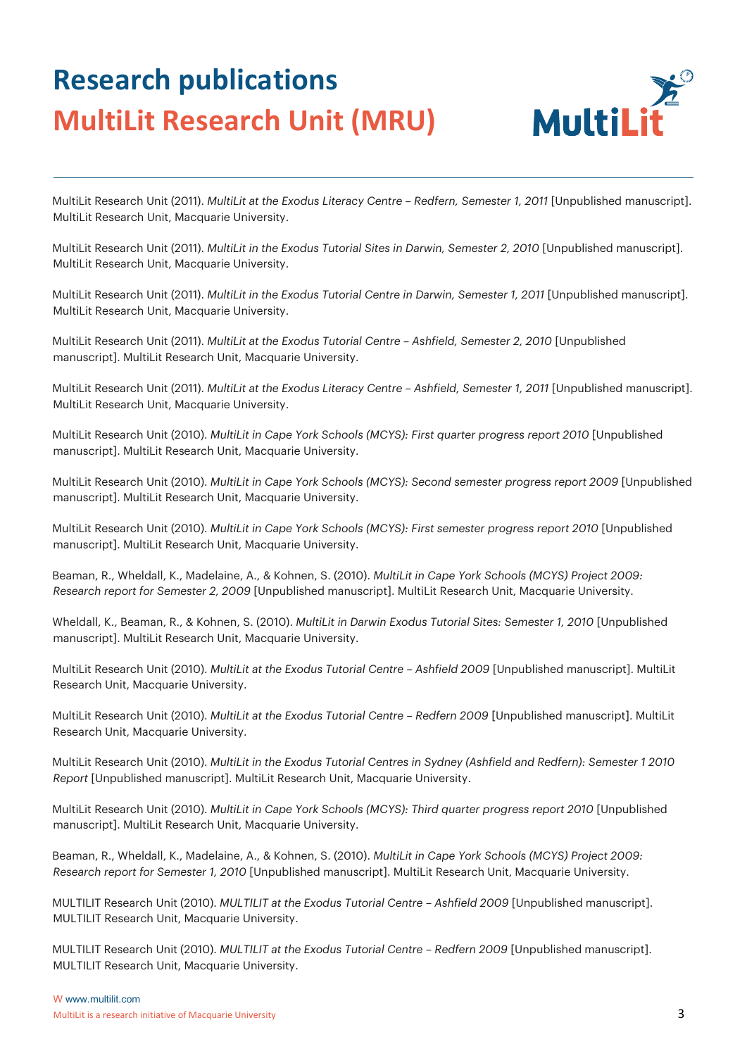# Research publications

## MultiLit Research Unit (MRU)

MultiLit Research Unit (2011). *MultiLit at the Exodus Literacy Centre – Redfern, Semester 1, 2011* [Unpublished manuscript]. MultiLit Research Unit, Macquarie University.

MultiLit Research Unit (2011). *MultiLit in the Exodus Tutorial Sites in Darwin, Semester 2, 2010* [Unpublished manuscript]. MultiLit Research Unit, Macquarie University.

MultiLit Research Unit (2011). *MultiLit in the Exodus Tutorial Centre in Darwin, Semester 1, 2011* [Unpublished manuscript]. MultiLit Research Unit, Macquarie University.

MultiLit Research Unit (2011). *MultiLit at the Exodus Tutorial Centre – Ashfield, Semester 2, 2010* [Unpublished manuscript]. MultiLit Research Unit, Macquarie University.

MultiLit Research Unit (2011). *MultiLit at the Exodus Literacy Centre – Ashfield, Semester 1, 2011* [Unpublished manuscript]. MultiLit Research Unit, Macquarie University.

MultiLit Research Unit (2010). *MultiLit in Cape York Schools (MCYS): First quarter progress report 2010* [Unpublished manuscript]. MultiLit Research Unit, Macquarie University.

MultiLit Research Unit (2010). *MultiLit in Cape York Schools (MCYS): Second semester progress report 2009* [Unpublished manuscript]. MultiLit Research Unit, Macquarie University.

MultiLit Research Unit (2010). *MultiLit in Cape York Schools (MCYS): First semester progress report 2010* [Unpublished manuscript]. MultiLit Research Unit, Macquarie University.

Beaman, R., Wheldall, K., Madelaine, A., & Kohnen, S. (2010). *MultiLit in Cape York Schools (MCYS) Project 2009: Research report for Semester 2, 2009* [Unpublished manuscript]. MultiLit Research Unit, Macquarie University.

Wheldall, K., Beaman, R., & Kohnen, S. (2010). *MultiLit in Darwin Exodus Tutorial Sites: Semester 1, 2010* [Unpublished manuscript]. MultiLit Research Unit, Macquarie University.

MultiLit Research Unit (2010). *MultiLit at the Exodus Tutorial Centre – Ashfield 2009* [Unpublished manuscript]. MultiLit Research Unit, Macquarie University.

MultiLit Research Unit (2010). *MultiLit at the Exodus Tutorial Centre – Redfern 2009* [Unpublished manuscript]. MultiLit Research Unit, Macquarie University.

MultiLit Research Unit (2010). *MultiLit in the Exodus Tutorial Centres in Sydney (Ashfield and Redfern): Semester 1 2010 Report* [Unpublished manuscript]. MultiLit Research Unit, Macquarie University.

MultiLit Research Unit (2010). *MultiLit in Cape York Schools (MCYS): Third quarter progress report 2010* [Unpublished manuscript]. MultiLit Research Unit, Macquarie University.

Beaman, R., Wheldall, K., Madelaine, A., & Kohnen, S. (2010). *MultiLit in Cape York Schools (MCYS) Project 2009: Research report for Semester 1, 2010* [Unpublished manuscript]. MultiLit Research Unit, Macquarie University.

MULTILIT Research Unit (2010). *MULTILIT at the Exodus Tutorial Centre – Ashfield 2009* [Unpublished manuscript]. MULTILIT Research Unit, Macquarie University.

MULTILIT Research Unit (2010). *MULTILIT at the Exodus Tutorial Centre – Redfern 2009* [Unpublished manuscript]. MULTILIT Research Unit, Macquarie University.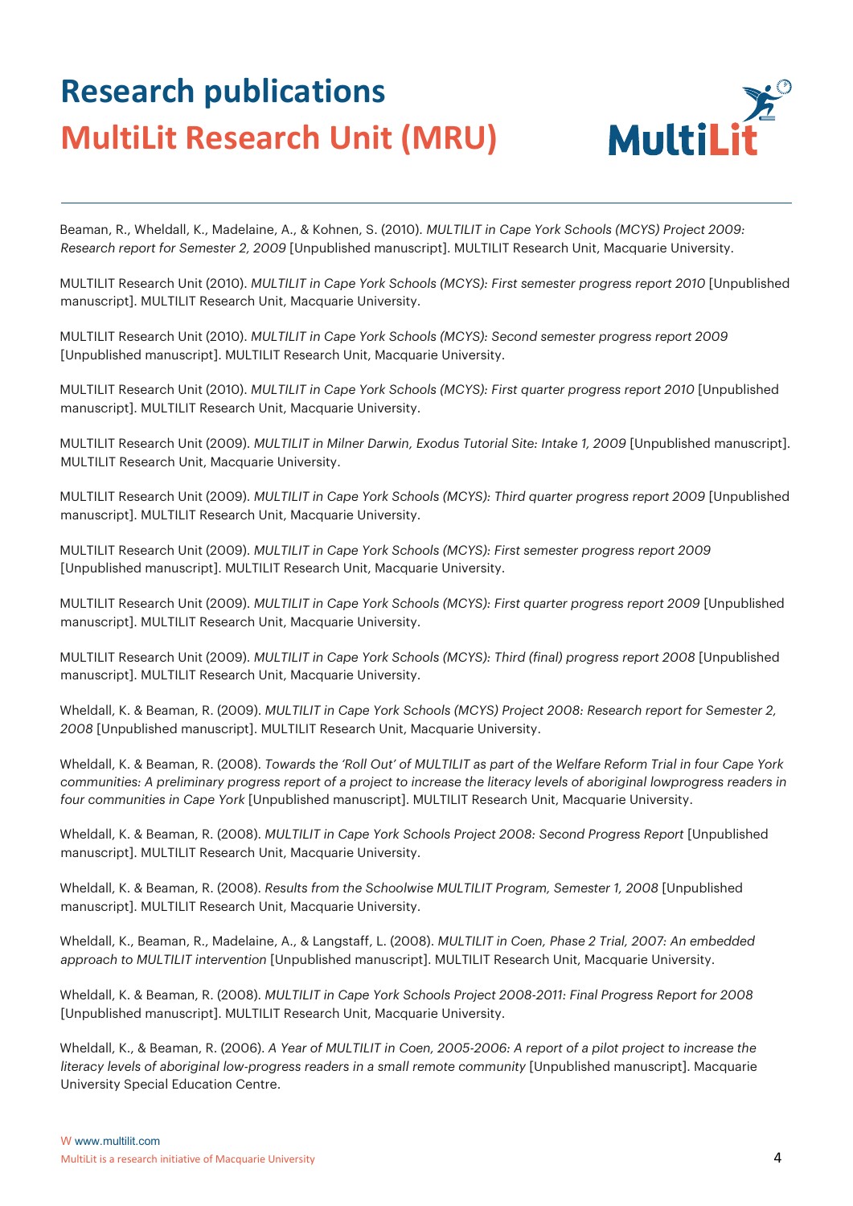# Research publications

## MultiLit Research Unit (MRU)

Beaman, R., Wheldall, K., Madelaine, A., & Kohnen, S. (2010). *MULTILIT in Cape York Schools (MCYS) Project 2009: Research report for Semester 2, 2009* [Unpublished manuscript]. MULTILIT Research Unit, Macquarie University.

MULTILIT Research Unit (2010). *MULTILIT in Cape York Schools (MCYS): First semester progress report 2010* [Unpublished manuscript]. MULTILIT Research Unit, Macquarie University.

MULTILIT Research Unit (2010). *MULTILIT in Cape York Schools (MCYS): Second semester progress report 2009* [Unpublished manuscript]. MULTILIT Research Unit, Macquarie University.

MULTILIT Research Unit (2010). *MULTILIT in Cape York Schools (MCYS): First quarter progress report 2010* [Unpublished manuscript]. MULTILIT Research Unit, Macquarie University.

MULTILIT Research Unit (2009). *MULTILIT in Milner Darwin, Exodus Tutorial Site: Intake 1, 2009* [Unpublished manuscript]. MULTILIT Research Unit, Macquarie University.

MULTILIT Research Unit (2009). *MULTILIT in Cape York Schools (MCYS): Third quarter progress report 2009* [Unpublished manuscript]. MULTILIT Research Unit, Macquarie University.

MULTILIT Research Unit (2009). *MULTILIT in Cape York Schools (MCYS): First semester progress report 2009* [Unpublished manuscript]. MULTILIT Research Unit, Macquarie University.

MULTILIT Research Unit (2009). *MULTILIT in Cape York Schools (MCYS): First quarter progress report 2009* [Unpublished manuscript]. MULTILIT Research Unit, Macquarie University.

MULTILIT Research Unit (2009). *MULTILIT in Cape York Schools (MCYS): Third (final) progress report 2008* [Unpublished manuscript]. MULTILIT Research Unit, Macquarie University.

Wheldall, K. & Beaman, R. (2009). *MULTILIT in Cape York Schools (MCYS) Project 2008: Research report for Semester 2, 2008* [Unpublished manuscript]. MULTILIT Research Unit, Macquarie University.

Wheldall, K. & Beaman, R. (2008). *Towards the 'Roll Out' of MULTILIT as part of the Welfare Reform Trial in four Cape York communities: A preliminary progress report of a project to increase the literacy levels of aboriginal lowprogress readers in four communities in Cape York* [Unpublished manuscript]. MULTILIT Research Unit, Macquarie University.

Wheldall, K. & Beaman, R. (2008). *MULTILIT in Cape York Schools Project 2008: Second Progress Report* [Unpublished manuscript]. MULTILIT Research Unit, Macquarie University.

Wheldall, K. & Beaman, R. (2008). *Results from the Schoolwise MULTILIT Program, Semester 1, 2008* [Unpublished manuscript]. MULTILIT Research Unit, Macquarie University.

Wheldall, K., Beaman, R., Madelaine, A., & Langstaff, L. (2008). *MULTILIT in Coen, Phase 2 Trial, 2007: An embedded approach to MULTILIT intervention* [Unpublished manuscript]. MULTILIT Research Unit, Macquarie University.

Wheldall, K. & Beaman, R. (2008). *MULTILIT in Cape York Schools Project 2008-2011: Final Progress Report for 2008* [Unpublished manuscript]. MULTILIT Research Unit, Macquarie University.

Wheldall, K., & Beaman, R. (2006). *A Year of MULTILIT in Coen, 2005-2006: A report of a pilot project to increase the literacy levels of aboriginal low-progress readers in a small remote community* [Unpublished manuscript]. Macquarie University Special Education Centre.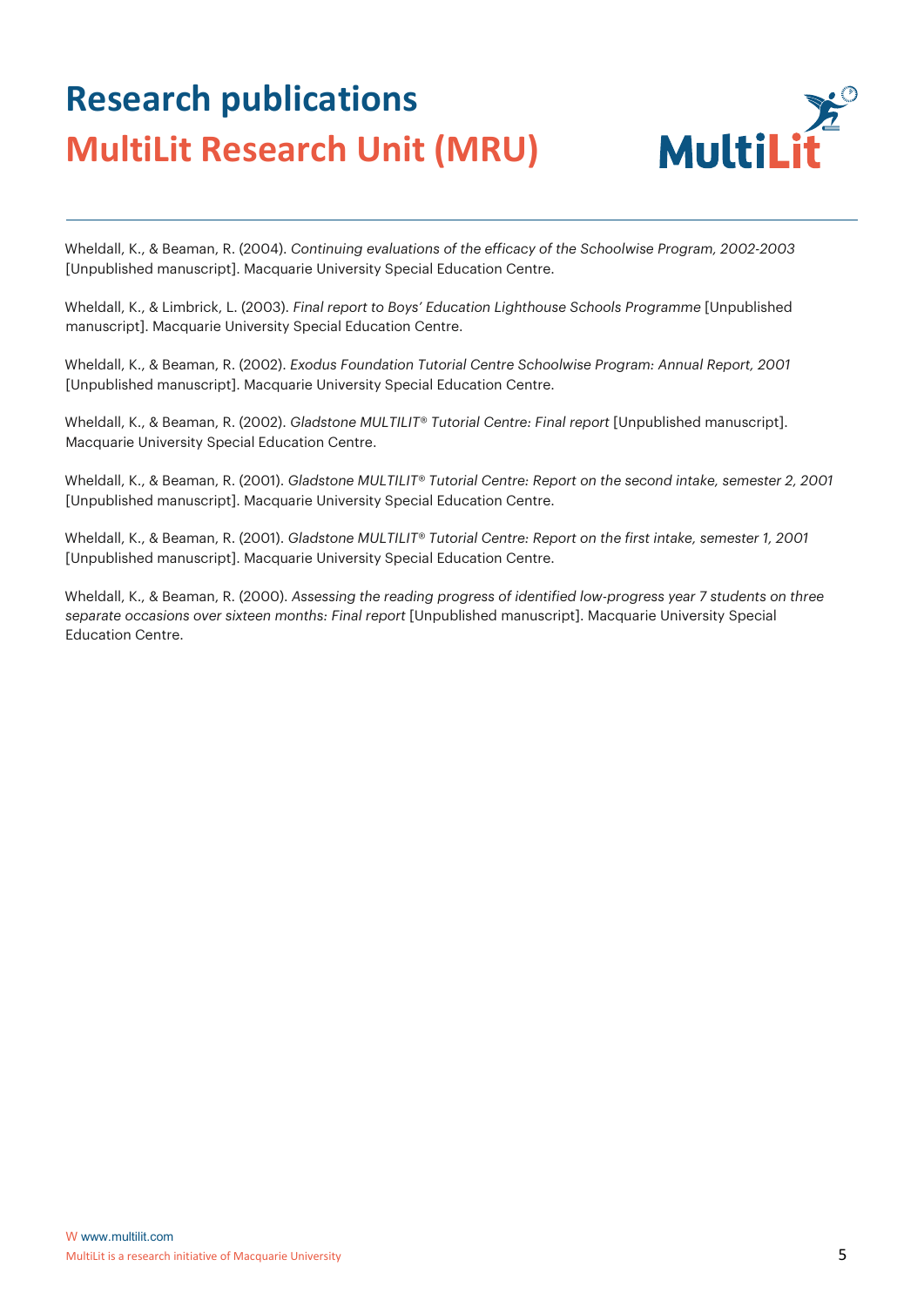# Research publications
## MultiLit Research Unit (MRU)

Wheldall, K., & Beaman, R. (2004). *Continuing evaluations of the efficacy of the Schoolwise Program, 2002-2003* [Unpublished manuscript]. Macquarie University Special Education Centre.

Wheldall, K., & Limbrick, L. (2003). *Final report to Boys' Education Lighthouse Schools Programme* [Unpublished manuscript]. Macquarie University Special Education Centre.

Wheldall, K., & Beaman, R. (2002). *Exodus Foundation Tutorial Centre Schoolwise Program: Annual Report, 2001* [Unpublished manuscript]. Macquarie University Special Education Centre.

Wheldall, K., & Beaman, R. (2002). *Gladstone MULTILIT® Tutorial Centre: Final report* [Unpublished manuscript]. Macquarie University Special Education Centre.

Wheldall, K., & Beaman, R. (2001). *Gladstone MULTILIT® Tutorial Centre: Report on the second intake, semester 2, 2001* [Unpublished manuscript]. Macquarie University Special Education Centre.

Wheldall, K., & Beaman, R. (2001). *Gladstone MULTILIT® Tutorial Centre: Report on the first intake, semester 1, 2001* [Unpublished manuscript]. Macquarie University Special Education Centre.

Wheldall, K., & Beaman, R. (2000). *Assessing the reading progress of identified low-progress year 7 students on three separate occasions over sixteen months: Final report* [Unpublished manuscript]. Macquarie University Special Education Centre.